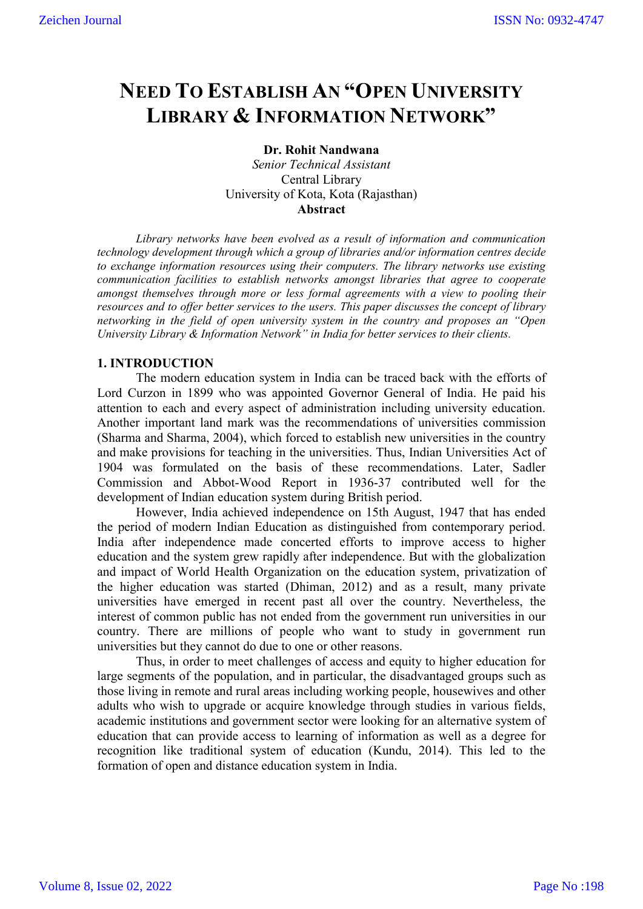# NEED TO ESTABLISH AN "OPEN UNIVERSITY LIBRARY & INFORMATION NETWORK"

**Dr. Rohit Nandwana**
*Senior Technical Assistant*
Central Library
University of Kota, Kota (Rajasthan)

**Abstract**

*Library networks have been evolved as a result of information and communication technology development through which a group of libraries and/or information centres decide to exchange information resources using their computers. The library networks use existing communication facilities to establish networks amongst libraries that agree to cooperate amongst themselves through more or less formal agreements with a view to pooling their resources and to offer better services to the users. This paper discusses the concept of library networking in the field of open university system in the country and proposes an "Open University Library & Information Network" in India for better services to their clients.*

## 1. INTRODUCTION

The modern education system in India can be traced back with the efforts of Lord Curzon in 1899 who was appointed Governor General of India. He paid his attention to each and every aspect of administration including university education. Another important land mark was the recommendations of universities commission (Sharma and Sharma, 2004), which forced to establish new universities in the country and make provisions for teaching in the universities. Thus, Indian Universities Act of 1904 was formulated on the basis of these recommendations. Later, Sadler Commission and Abbot-Wood Report in 1936-37 contributed well for the development of Indian education system during British period.

However, India achieved independence on 15th August, 1947 that has ended the period of modern Indian Education as distinguished from contemporary period. India after independence made concerted efforts to improve access to higher education and the system grew rapidly after independence. But with the globalization and impact of World Health Organization on the education system, privatization of the higher education was started (Dhiman, 2012) and as a result, many private universities have emerged in recent past all over the country. Nevertheless, the interest of common public has not ended from the government run universities in our country. There are millions of people who want to study in government run universities but they cannot do due to one or other reasons.

Thus, in order to meet challenges of access and equity to higher education for large segments of the population, and in particular, the disadvantaged groups such as those living in remote and rural areas including working people, housewives and other adults who wish to upgrade or acquire knowledge through studies in various fields, academic institutions and government sector were looking for an alternative system of education that can provide access to learning of information as well as a degree for recognition like traditional system of education (Kundu, 2014). This led to the formation of open and distance education system in India.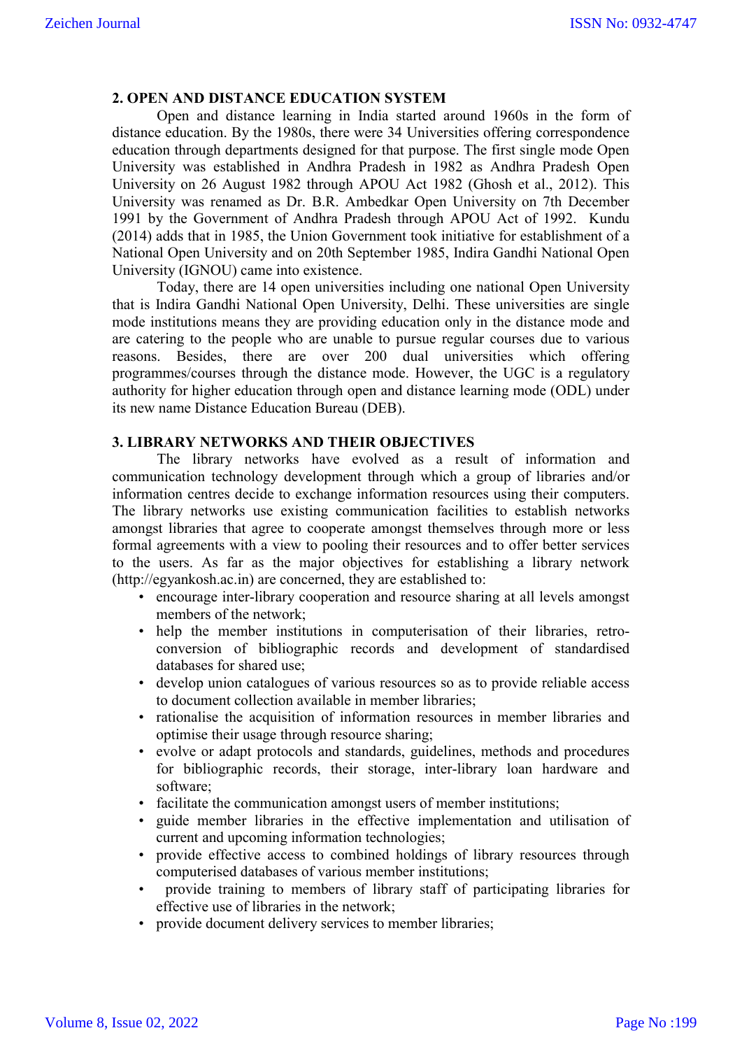## 2. OPEN AND DISTANCE EDUCATION SYSTEM

Open and distance learning in India started around 1960s in the form of distance education. By the 1980s, there were 34 Universities offering correspondence education through departments designed for that purpose. The first single mode Open University was established in Andhra Pradesh in 1982 as Andhra Pradesh Open University on 26 August 1982 through APOU Act 1982 (Ghosh et al., 2012). This University was renamed as Dr. B.R. Ambedkar Open University on 7th December 1991 by the Government of Andhra Pradesh through APOU Act of 1992. Kundu (2014) adds that in 1985, the Union Government took initiative for establishment of a National Open University and on 20th September 1985, Indira Gandhi National Open University (IGNOU) came into existence.

Today, there are 14 open universities including one national Open University that is Indira Gandhi National Open University, Delhi. These universities are single mode institutions means they are providing education only in the distance mode and are catering to the people who are unable to pursue regular courses due to various reasons. Besides, there are over 200 dual universities which offering programmes/courses through the distance mode. However, the UGC is a regulatory authority for higher education through open and distance learning mode (ODL) under its new name Distance Education Bureau (DEB).

## 3. LIBRARY NETWORKS AND THEIR OBJECTIVES

The library networks have evolved as a result of information and communication technology development through which a group of libraries and/or information centres decide to exchange information resources using their computers. The library networks use existing communication facilities to establish networks amongst libraries that agree to cooperate amongst themselves through more or less formal agreements with a view to pooling their resources and to offer better services to the users. As far as the major objectives for establishing a library network (http://egyankosh.ac.in) are concerned, they are established to:

- encourage inter-library cooperation and resource sharing at all levels amongst members of the network;
- help the member institutions in computerisation of their libraries, retro-conversion of bibliographic records and development of standardised databases for shared use;
- develop union catalogues of various resources so as to provide reliable access to document collection available in member libraries;
- rationalise the acquisition of information resources in member libraries and optimise their usage through resource sharing;
- evolve or adapt protocols and standards, guidelines, methods and procedures for bibliographic records, their storage, inter-library loan hardware and software;
- facilitate the communication amongst users of member institutions;
- guide member libraries in the effective implementation and utilisation of current and upcoming information technologies;
- provide effective access to combined holdings of library resources through computerised databases of various member institutions;
- provide training to members of library staff of participating libraries for effective use of libraries in the network;
- provide document delivery services to member libraries;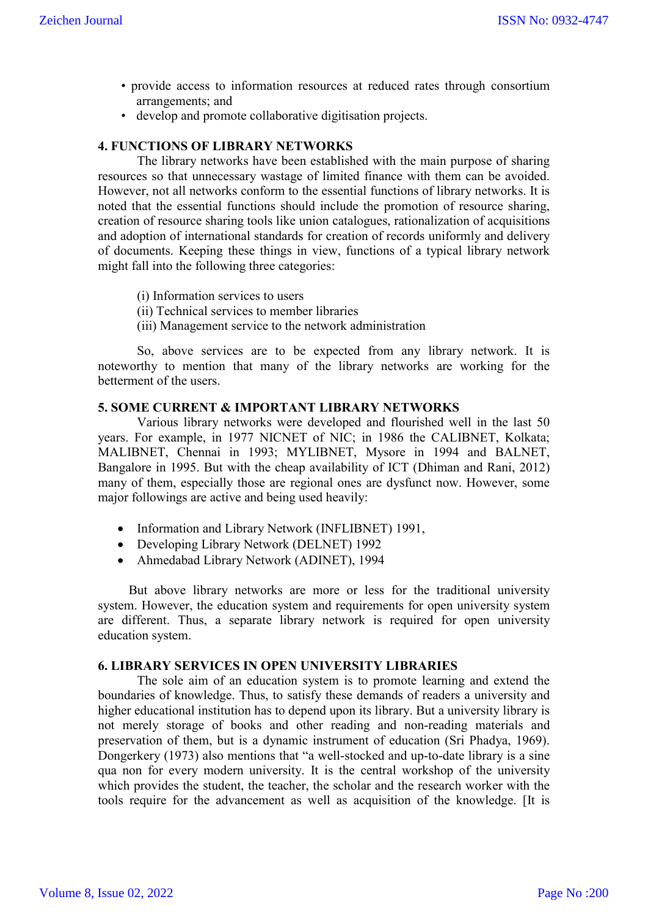- provide access to information resources at reduced rates through consortium arrangements; and
- develop and promote collaborative digitisation projects.

## 4. FUNCTIONS OF LIBRARY NETWORKS

The library networks have been established with the main purpose of sharing resources so that unnecessary wastage of limited finance with them can be avoided. However, not all networks conform to the essential functions of library networks. It is noted that the essential functions should include the promotion of resource sharing, creation of resource sharing tools like union catalogues, rationalization of acquisitions and adoption of international standards for creation of records uniformly and delivery of documents. Keeping these things in view, functions of a typical library network might fall into the following three categories:

(i) Information services to users
(ii) Technical services to member libraries
(iii) Management service to the network administration

So, above services are to be expected from any library network. It is noteworthy to mention that many of the library networks are working for the betterment of the users.

## 5. SOME CURRENT & IMPORTANT LIBRARY NETWORKS

Various library networks were developed and flourished well in the last 50 years. For example, in 1977 NICNET of NIC; in 1986 the CALIBNET, Kolkata; MALIBNET, Chennai in 1993; MYLIBNET, Mysore in 1994 and BALNET, Bangalore in 1995. But with the cheap availability of ICT (Dhiman and Rani, 2012) many of them, especially those are regional ones are dysfunct now. However, some major followings are active and being used heavily:

- Information and Library Network (INFLIBNET) 1991,
- Developing Library Network (DELNET) 1992
- Ahmedabad Library Network (ADINET), 1994

But above library networks are more or less for the traditional university system. However, the education system and requirements for open university system are different. Thus, a separate library network is required for open university education system.

## 6. LIBRARY SERVICES IN OPEN UNIVERSITY LIBRARIES

The sole aim of an education system is to promote learning and extend the boundaries of knowledge. Thus, to satisfy these demands of readers a university and higher educational institution has to depend upon its library. But a university library is not merely storage of books and other reading and non-reading materials and preservation of them, but is a dynamic instrument of education (Sri Phadya, 1969). Dongerkery (1973) also mentions that "a well-stocked and up-to-date library is a sine qua non for every modern university. It is the central workshop of the university which provides the student, the teacher, the scholar and the research worker with the tools require for the advancement as well as acquisition of the knowledge. [It is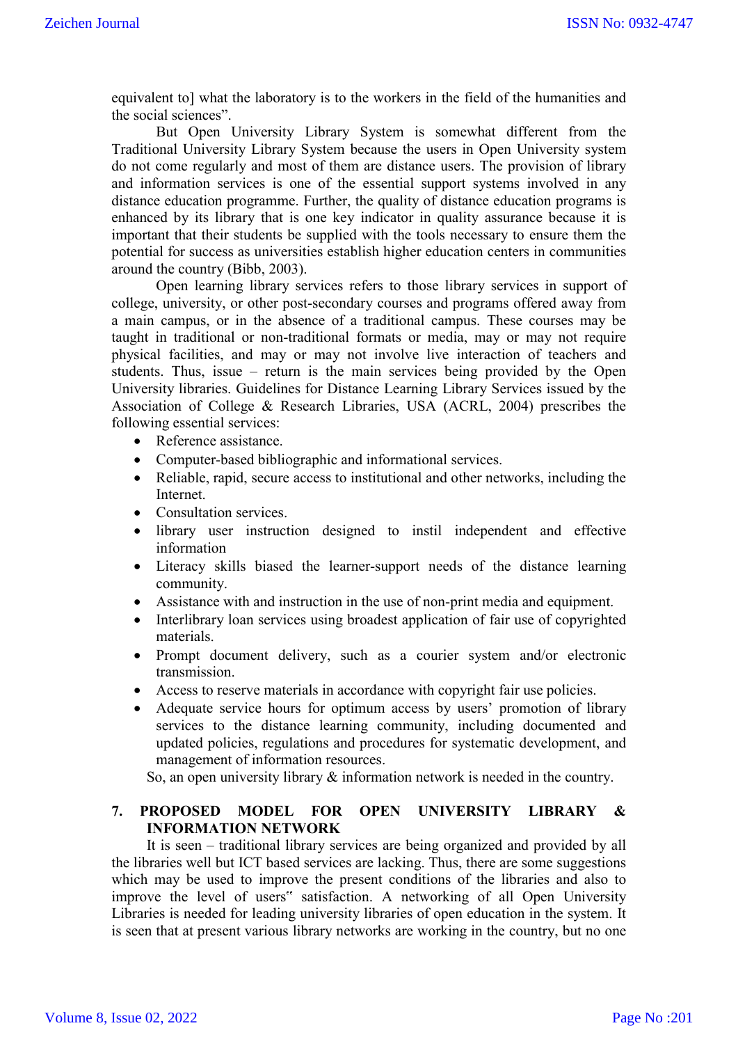equivalent to] what the laboratory is to the workers in the field of the humanities and the social sciences".

But Open University Library System is somewhat different from the Traditional University Library System because the users in Open University system do not come regularly and most of them are distance users. The provision of library and information services is one of the essential support systems involved in any distance education programme. Further, the quality of distance education programs is enhanced by its library that is one key indicator in quality assurance because it is important that their students be supplied with the tools necessary to ensure them the potential for success as universities establish higher education centers in communities around the country (Bibb, 2003).

Open learning library services refers to those library services in support of college, university, or other post-secondary courses and programs offered away from a main campus, or in the absence of a traditional campus. These courses may be taught in traditional or non-traditional formats or media, may or may not require physical facilities, and may or may not involve live interaction of teachers and students. Thus, issue – return is the main services being provided by the Open University libraries. Guidelines for Distance Learning Library Services issued by the Association of College & Research Libraries, USA (ACRL, 2004) prescribes the following essential services:

- Reference assistance.
- Computer-based bibliographic and informational services.
- Reliable, rapid, secure access to institutional and other networks, including the Internet.
- Consultation services.
- library user instruction designed to instil independent and effective information
- Literacy skills biased the learner-support needs of the distance learning community.
- Assistance with and instruction in the use of non-print media and equipment.
- Interlibrary loan services using broadest application of fair use of copyrighted materials.
- Prompt document delivery, such as a courier system and/or electronic transmission.
- Access to reserve materials in accordance with copyright fair use policies.
- Adequate service hours for optimum access by users' promotion of library services to the distance learning community, including documented and updated policies, regulations and procedures for systematic development, and management of information resources.

So, an open university library & information network is needed in the country.

## 7. PROPOSED MODEL FOR OPEN UNIVERSITY LIBRARY & INFORMATION NETWORK

It is seen – traditional library services are being organized and provided by all the libraries well but ICT based services are lacking. Thus, there are some suggestions which may be used to improve the present conditions of the libraries and also to improve the level of users" satisfaction. A networking of all Open University Libraries is needed for leading university libraries of open education in the system. It is seen that at present various library networks are working in the country, but no one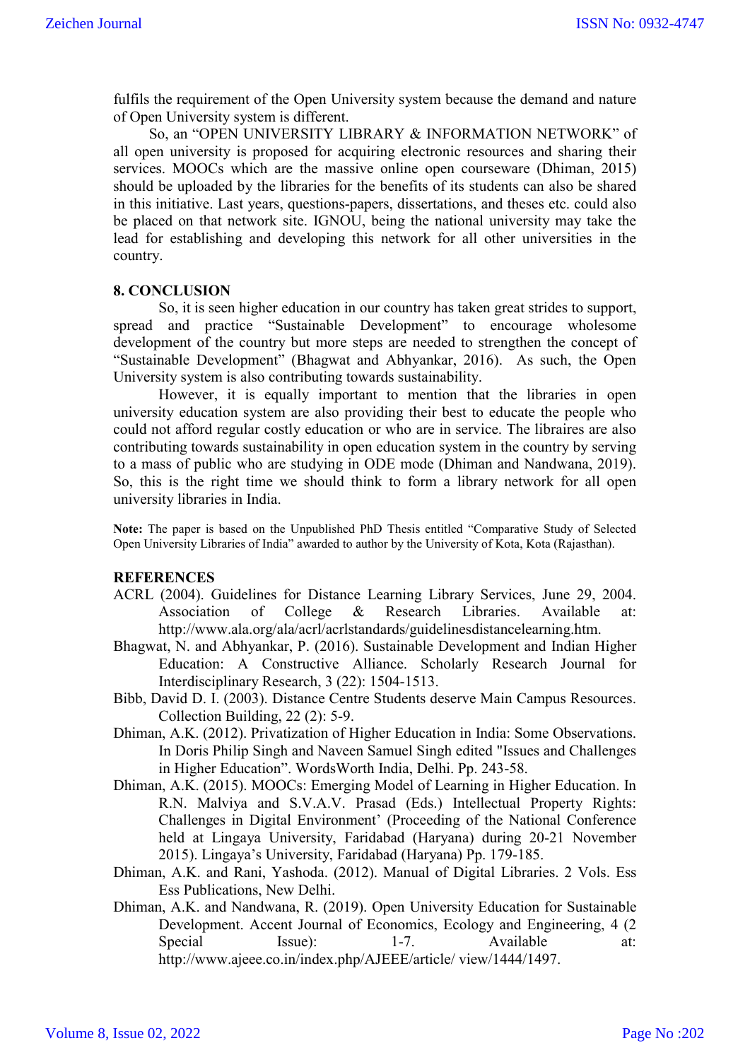fulfils the requirement of the Open University system because the demand and nature of Open University system is different.

So, an "OPEN UNIVERSITY LIBRARY & INFORMATION NETWORK" of all open university is proposed for acquiring electronic resources and sharing their services. MOOCs which are the massive online open courseware (Dhiman, 2015) should be uploaded by the libraries for the benefits of its students can also be shared in this initiative. Last years, questions-papers, dissertations, and theses etc. could also be placed on that network site. IGNOU, being the national university may take the lead for establishing and developing this network for all other universities in the country.

## 8. CONCLUSION

So, it is seen higher education in our country has taken great strides to support, spread and practice "Sustainable Development" to encourage wholesome development of the country but more steps are needed to strengthen the concept of "Sustainable Development" (Bhagwat and Abhyankar, 2016). As such, the Open University system is also contributing towards sustainability.

However, it is equally important to mention that the libraries in open university education system are also providing their best to educate the people who could not afford regular costly education or who are in service. The libraires are also contributing towards sustainability in open education system in the country by serving to a mass of public who are studying in ODE mode (Dhiman and Nandwana, 2019). So, this is the right time we should think to form a library network for all open university libraries in India.

**Note:** The paper is based on the Unpublished PhD Thesis entitled "Comparative Study of Selected Open University Libraries of India" awarded to author by the University of Kota, Kota (Rajasthan).

## REFERENCES

ACRL (2004). Guidelines for Distance Learning Library Services, June 29, 2004. Association of College & Research Libraries. Available at: http://www.ala.org/ala/acrl/acrlstandards/guidelinesdistancelearning.htm.

Bhagwat, N. and Abhyankar, P. (2016). Sustainable Development and Indian Higher Education: A Constructive Alliance. Scholarly Research Journal for Interdisciplinary Research, 3 (22): 1504-1513.

Bibb, David D. I. (2003). Distance Centre Students deserve Main Campus Resources. Collection Building, 22 (2): 5-9.

Dhiman, A.K. (2012). Privatization of Higher Education in India: Some Observations. In Doris Philip Singh and Naveen Samuel Singh edited "Issues and Challenges in Higher Education". WordsWorth India, Delhi. Pp. 243-58.

Dhiman, A.K. (2015). MOOCs: Emerging Model of Learning in Higher Education. In R.N. Malviya and S.V.A.V. Prasad (Eds.) Intellectual Property Rights: Challenges in Digital Environment' (Proceeding of the National Conference held at Lingaya University, Faridabad (Haryana) during 20-21 November 2015). Lingaya's University, Faridabad (Haryana) Pp. 179-185.

Dhiman, A.K. and Rani, Yashoda. (2012). Manual of Digital Libraries. 2 Vols. Ess Ess Publications, New Delhi.

Dhiman, A.K. and Nandwana, R. (2019). Open University Education for Sustainable Development. Accent Journal of Economics, Ecology and Engineering, 4 (2 Special Issue): 1-7. Available at: http://www.ajeee.co.in/index.php/AJEEE/article/ view/1444/1497.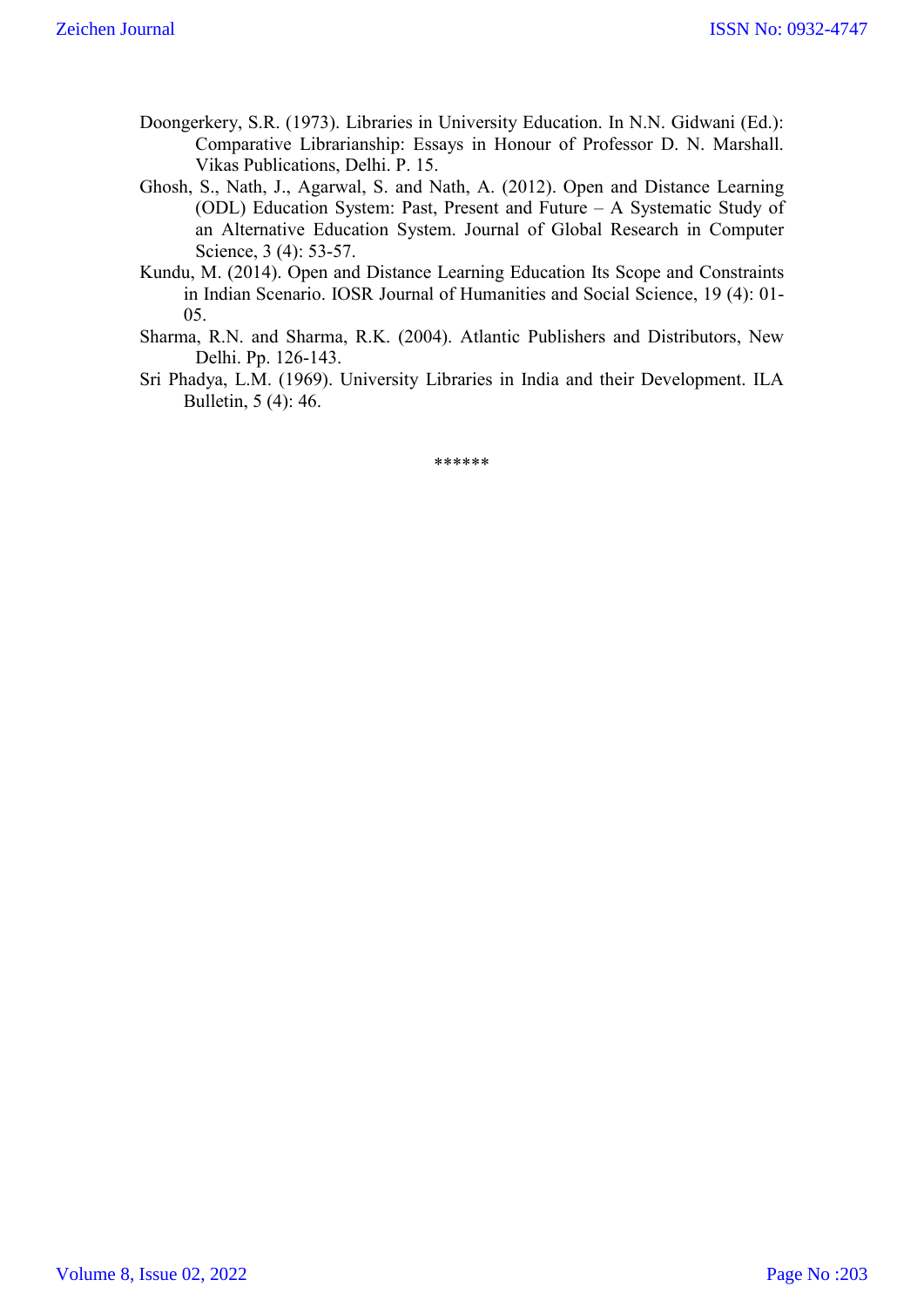Doongerkery, S.R. (1973). Libraries in University Education. In N.N. Gidwani (Ed.): Comparative Librarianship: Essays in Honour of Professor D. N. Marshall. Vikas Publications, Delhi. P. 15.

Ghosh, S., Nath, J., Agarwal, S. and Nath, A. (2012). Open and Distance Learning (ODL) Education System: Past, Present and Future – A Systematic Study of an Alternative Education System. Journal of Global Research in Computer Science, 3 (4): 53-57.

Kundu, M. (2014). Open and Distance Learning Education Its Scope and Constraints in Indian Scenario. IOSR Journal of Humanities and Social Science, 19 (4): 01-05.

Sharma, R.N. and Sharma, R.K. (2004). Atlantic Publishers and Distributors, New Delhi. Pp. 126-143.

Sri Phadya, L.M. (1969). University Libraries in India and their Development. ILA Bulletin, 5 (4): 46.

******